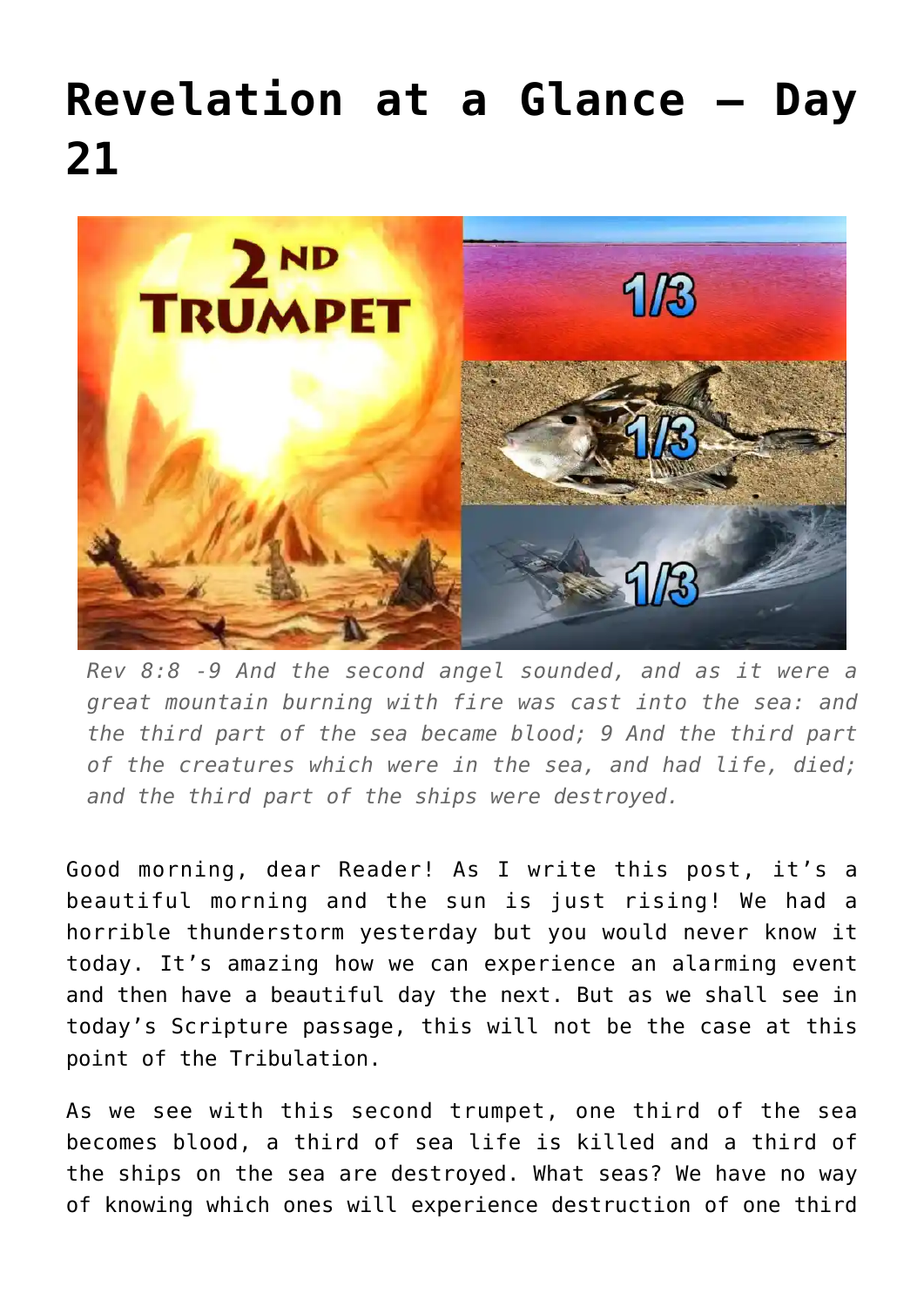# Revelation at a Glance – Day 21

*Rev 8:8 -9 And the second angel sounded, and as it were a great mountain burning with fire was cast into the sea: and the third part of the sea became blood; 9 And the third part of the creatures which were in the sea, and had life, died; and the third part of the ships were destroyed.*

Good morning, dear Reader! As I write this post, it's a beautiful morning and the sun is just rising! We had a horrible thunderstorm yesterday but you would never know it today. It's amazing how we can experience an alarming event and then have a beautiful day the next. But as we shall see in today's Scripture passage, this will not be the case at this point of the Tribulation.

As we see with this second trumpet, one third of the sea becomes blood, a third of sea life is killed and a third of the ships on the sea are destroyed. What seas? We have no way of knowing which ones will experience destruction of one third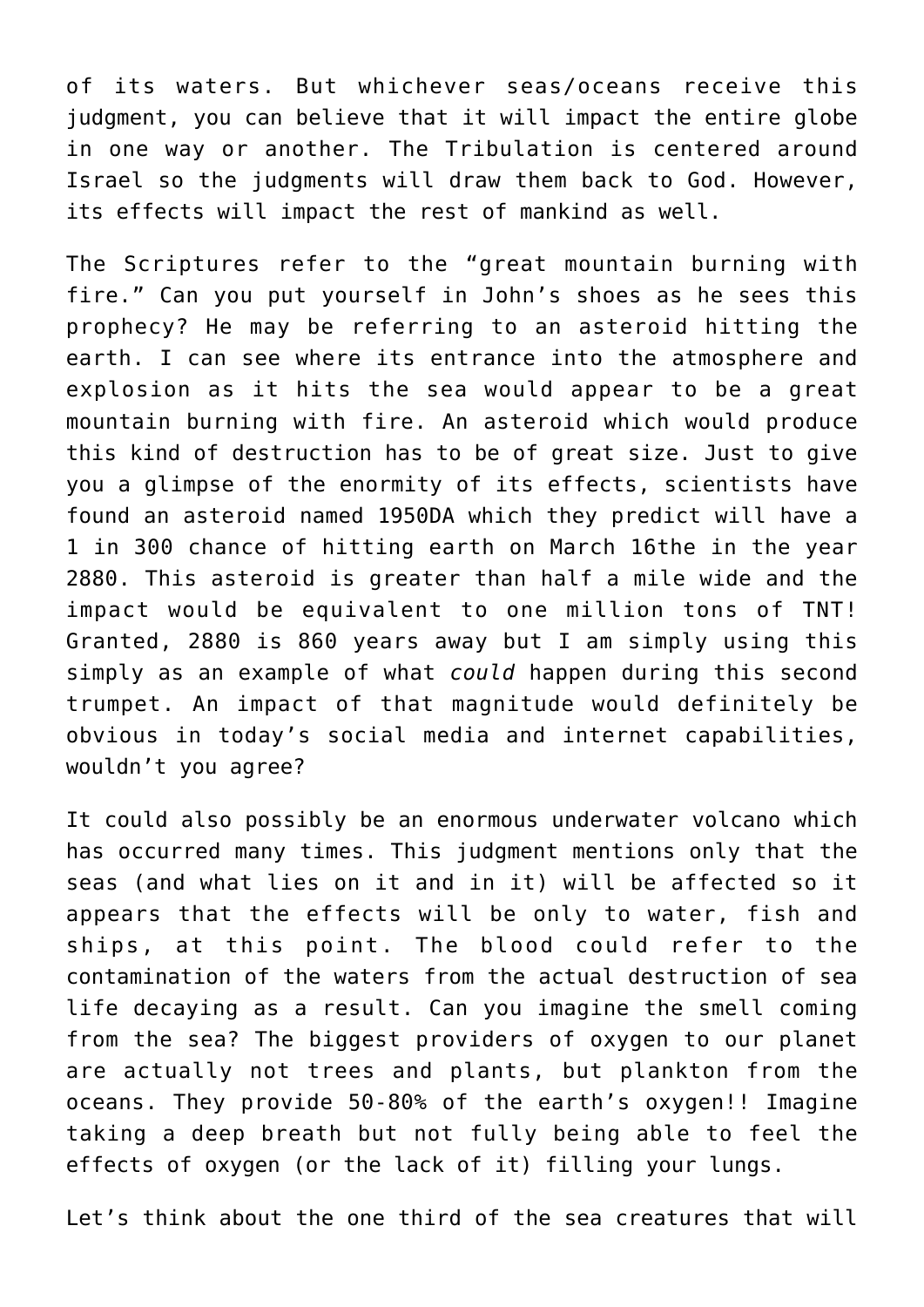of its waters. But whichever seas/oceans receive this judgment, you can believe that it will impact the entire globe in one way or another. The Tribulation is centered around Israel so the judgments will draw them back to God. However, its effects will impact the rest of mankind as well.

The Scriptures refer to the "great mountain burning with fire." Can you put yourself in John's shoes as he sees this prophecy? He may be referring to an asteroid hitting the earth. I can see where its entrance into the atmosphere and explosion as it hits the sea would appear to be a great mountain burning with fire. An asteroid which would produce this kind of destruction has to be of great size. Just to give you a glimpse of the enormity of its effects, scientists have found an asteroid named 1950DA which they predict will have a 1 in 300 chance of hitting earth on March 16the in the year 2880. This asteroid is greater than half a mile wide and the impact would be equivalent to one million tons of TNT! Granted, 2880 is 860 years away but I am simply using this simply as an example of what *could* happen during this second trumpet. An impact of that magnitude would definitely be obvious in today's social media and internet capabilities, wouldn't you agree?

It could also possibly be an enormous underwater volcano which has occurred many times. This judgment mentions only that the seas (and what lies on it and in it) will be affected so it appears that the effects will be only to water, fish and ships, at this point. The blood could refer to the contamination of the waters from the actual destruction of sea life decaying as a result. Can you imagine the smell coming from the sea? The biggest providers of oxygen to our planet are actually not trees and plants, but plankton from the oceans. They provide 50-80% of the earth's oxygen!! Imagine taking a deep breath but not fully being able to feel the effects of oxygen (or the lack of it) filling your lungs.

Let's think about the one third of the sea creatures that will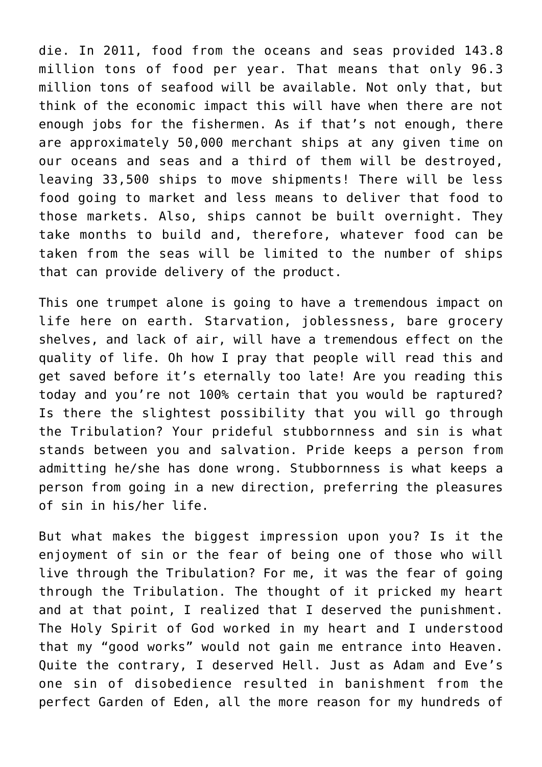die. In 2011, food from the oceans and seas provided 143.8 million tons of food per year. That means that only 96.3 million tons of seafood will be available. Not only that, but think of the economic impact this will have when there are not enough jobs for the fishermen. As if that's not enough, there are approximately 50,000 merchant ships at any given time on our oceans and seas and a third of them will be destroyed, leaving 33,500 ships to move shipments! There will be less food going to market and less means to deliver that food to those markets. Also, ships cannot be built overnight. They take months to build and, therefore, whatever food can be taken from the seas will be limited to the number of ships that can provide delivery of the product.

This one trumpet alone is going to have a tremendous impact on life here on earth. Starvation, joblessness, bare grocery shelves, and lack of air, will have a tremendous effect on the quality of life. Oh how I pray that people will read this and get saved before it's eternally too late! Are you reading this today and you're not 100% certain that you would be raptured? Is there the slightest possibility that you will go through the Tribulation? Your prideful stubbornness and sin is what stands between you and salvation. Pride keeps a person from admitting he/she has done wrong. Stubbornness is what keeps a person from going in a new direction, preferring the pleasures of sin in his/her life.

But what makes the biggest impression upon you? Is it the enjoyment of sin or the fear of being one of those who will live through the Tribulation? For me, it was the fear of going through the Tribulation. The thought of it pricked my heart and at that point, I realized that I deserved the punishment. The Holy Spirit of God worked in my heart and I understood that my "good works" would not gain me entrance into Heaven. Quite the contrary, I deserved Hell. Just as Adam and Eve's one sin of disobedience resulted in banishment from the perfect Garden of Eden, all the more reason for my hundreds of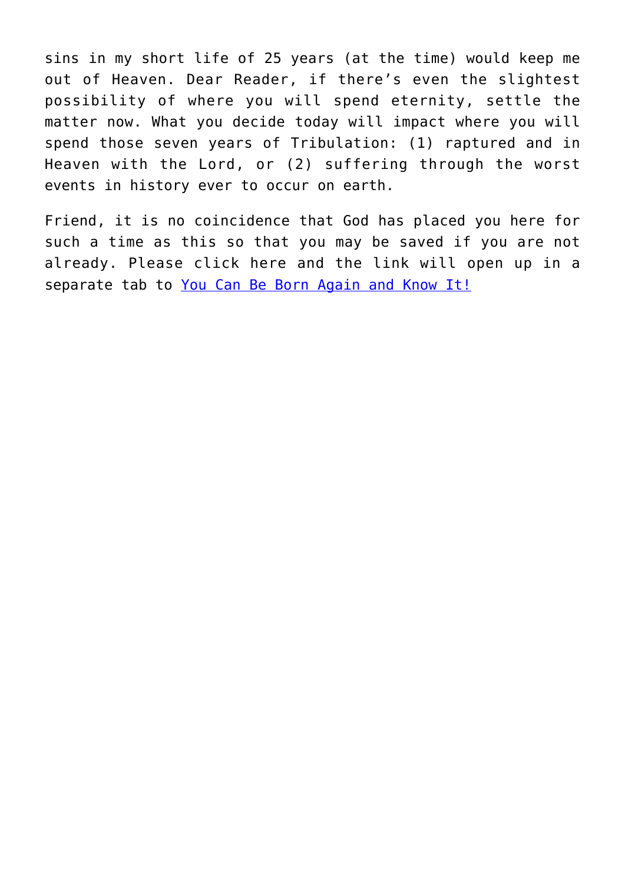sins in my short life of 25 years (at the time) would keep me out of Heaven. Dear Reader, if there's even the slightest possibility of where you will spend eternity, settle the matter now. What you decide today will impact where you will spend those seven years of Tribulation: (1) raptured and in Heaven with the Lord, or (2) suffering through the worst events in history ever to occur on earth.

Friend, it is no coincidence that God has placed you here for such a time as this so that you may be saved if you are not already. Please click here and the link will open up in a separate tab to You Can Be Born Again and Know It!